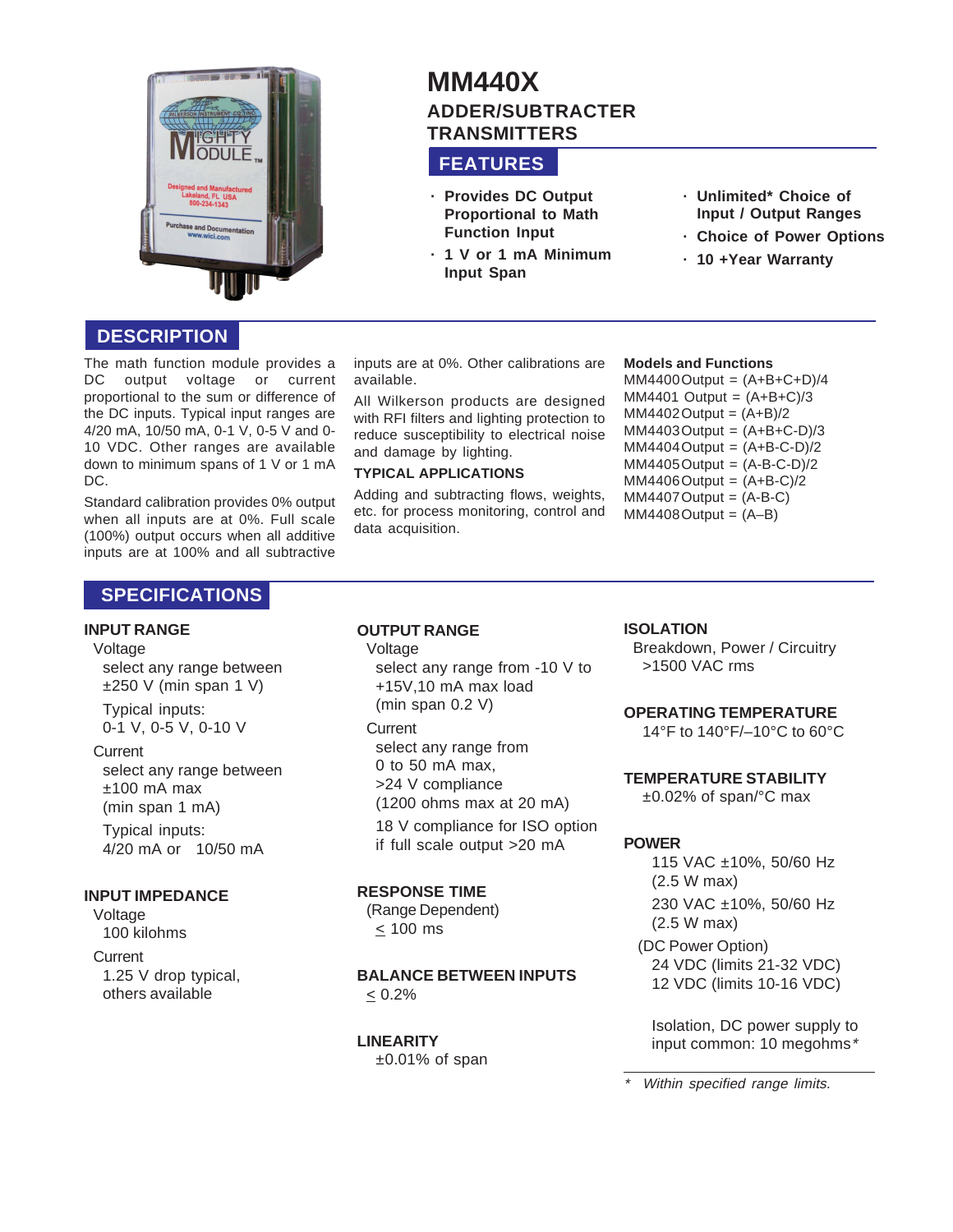# MM440X

## ADDER/SUBTRACTER TRANSMITTERS

## FEATURES

- **Provides DC Output Proportional to Math Function Input**
- **1 V or 1 mA Minimum Input Span**
- **Unlimited* Choice of Input / Output Ranges**
- **Choice of Power Options**
- **10 +Year Warranty**

## DESCRIPTION

The math function module provides a DC output voltage or current proportional to the sum or difference of the DC inputs. Typical input ranges are 4/20 mA, 10/50 mA, 0-1 V, 0-5 V and 0-10 VDC. Other ranges are available down to minimum spans of 1 V or 1 mA DC.

Standard calibration provides 0% output when all inputs are at 0%. Full scale (100%) output occurs when all additive inputs are at 100% and all subtractive inputs are at 0%. Other calibrations are available.

All Wilkerson products are designed with RFI filters and lighting protection to reduce susceptibility to electrical noise and damage by lighting.

### TYPICAL APPLICATIONS

Adding and subtracting flows, weights, etc. for process monitoring, control and data acquisition.

### Models and Functions

MM4400 Output = (A+B+C+D)/4
MM4401 Output = (A+B+C)/3
MM4402 Output = (A+B)/2
MM4403 Output = (A+B+C-D)/3
MM4404 Output = (A+B-C-D)/2
MM4405 Output = (A-B-C-D)/2
MM4406 Output = (A+B-C)/2
MM4407 Output = (A-B-C)
MM4408 Output = (A–B)

## SPECIFICATIONS

### INPUT RANGE

Voltage
select any range between ±250 V (min span 1 V)
Typical inputs:
0-1 V, 0-5 V, 0-10 V

Current
select any range between ±100 mA max
(min span 1 mA)
Typical inputs:
4/20 mA or 10/50 mA

### INPUT IMPEDANCE

Voltage
100 kilohms

Current
1.25 V drop typical, others available

### OUTPUT RANGE

Voltage
select any range from -10 V to +15V,10 mA max load
(min span 0.2 V)

Current
select any range from 0 to 50 mA max,
>24 V compliance
(1200 ohms max at 20 mA)
18 V compliance for ISO option if full scale output >20 mA

### RESPONSE TIME

(Range Dependent)
≤ 100 ms

### BALANCE BETWEEN INPUTS

≤ 0.2%

### LINEARITY

±0.01% of span

### ISOLATION

Breakdown, Power / Circuitry
>1500 VAC rms

### OPERATING TEMPERATURE

14°F to 140°F/–10°C to 60°C

### TEMPERATURE STABILITY

±0.02% of span/°C max

### POWER

115 VAC ±10%, 50/60 Hz
(2.5 W max)
230 VAC ±10%, 50/60 Hz
(2.5 W max)

(DC Power Option)
24 VDC (limits 21-32 VDC)
12 VDC (limits 10-16 VDC)

Isolation, DC power supply to input common: 10 megohms*

* *Within specified range limits.*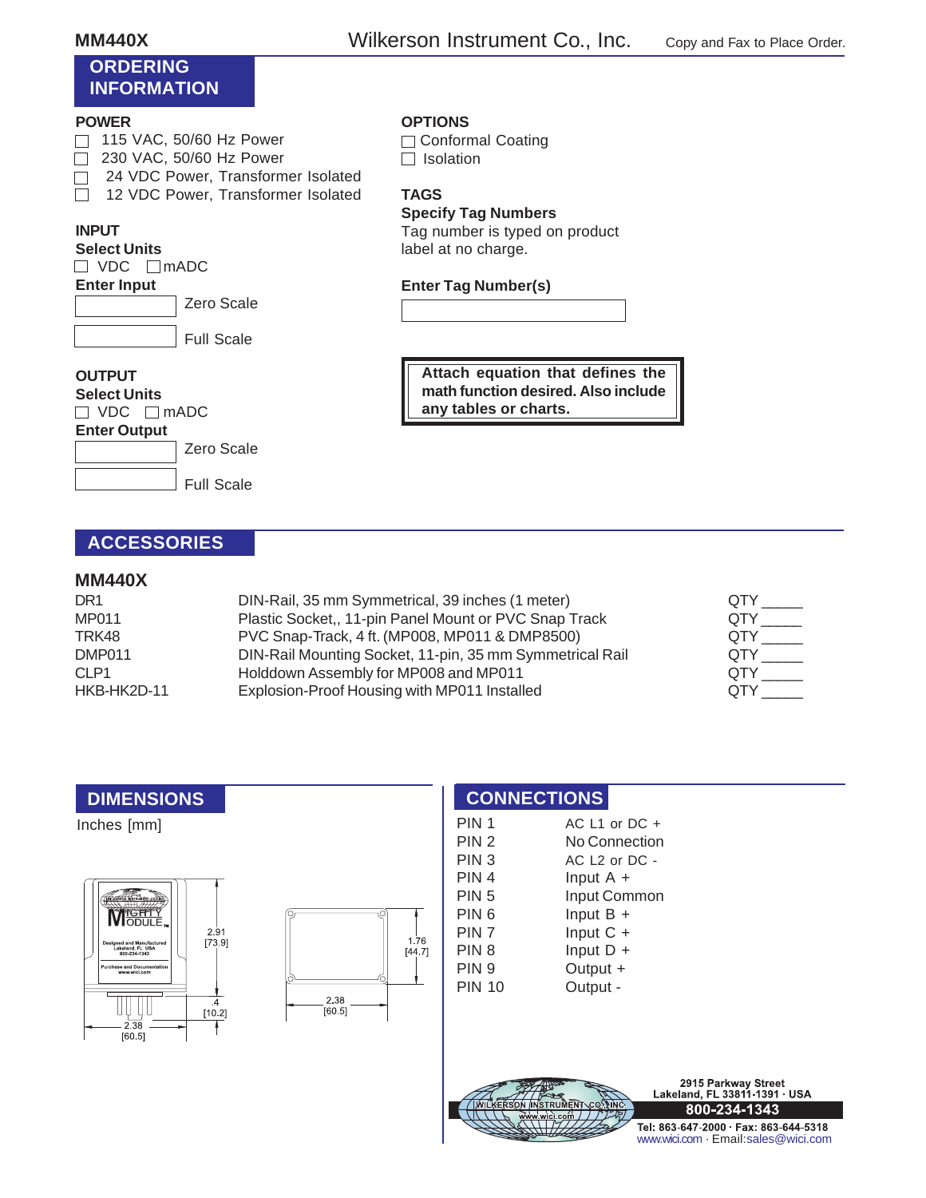MM440X Wilkerson Instrument Co., Inc. Copy and Fax to Place Order.

## ORDERING INFORMATION

### POWER

- ☐ 115 VAC, 50/60 Hz Power
- ☐ 230 VAC, 50/60 Hz Power
- ☐ 24 VDC Power, Transformer Isolated
- ☐ 12 VDC Power, Transformer Isolated

### INPUT

**Select Units**

☐ VDC ☐ mADC

**Enter Input**

\_\_\_\_\_\_\_\_ Zero Scale

\_\_\_\_\_\_\_\_ Full Scale

### OUTPUT

**Select Units**

☐ VDC ☐ mADC

**Enter Output**

\_\_\_\_\_\_\_\_ Zero Scale

\_\_\_\_\_\_\_\_ Full Scale

### OPTIONS

- ☐ Conformal Coating
- ☐ Isolation

### TAGS

**Specify Tag Numbers**

Tag number is typed on product label at no charge.

**Enter Tag Number(s)**

\_\_\_\_\_\_\_\_

**Attach equation that defines the math function desired. Also include any tables or charts.**

## ACCESSORIES

### MM440X

| | | |
|---|---|---|
| DR1 | DIN-Rail, 35 mm Symmetrical, 39 inches (1 meter) | QTY \_\_\_\_\_ |
| MP011 | Plastic Socket,, 11-pin Panel Mount or PVC Snap Track | QTY \_\_\_\_\_ |
| TRK48 | PVC Snap-Track, 4 ft. (MP008, MP011 & DMP8500) | QTY \_\_\_\_\_ |
| DMP011 | DIN-Rail Mounting Socket, 11-pin, 35 mm Symmetrical Rail | QTY \_\_\_\_\_ |
| CLP1 | Holddown Assembly for MP008 and MP011 | QTY \_\_\_\_\_ |
| HKB-HK2D-11 | Explosion-Proof Housing with MP011 Installed | QTY \_\_\_\_\_ |

## DIMENSIONS

Inches [mm]

MIGHTY MODULE
Designed and Manufactured Lakeland, FL USA 800-234-1343
Purchase and Documentation www.wici.com

2.91 [73.9]
.4 [10.2]
2.38 [60.5]
1.76 [44.7]
2.38 [60.5]

## CONNECTIONS

| | |
|---|---|
| PIN 1 | AC L1 or DC + |
| PIN 2 | No Connection |
| PIN 3 | AC L2 or DC - |
| PIN 4 | Input A + |
| PIN 5 | Input Common |
| PIN 6 | Input B + |
| PIN 7 | Input C + |
| PIN 8 | Input D + |
| PIN 9 | Output + |
| PIN 10 | Output - |

WILKERSON INSTRUMENT CO., INC. www.wici.com

2915 Parkway Street
Lakeland, FL 33811-1391 · USA
800-234-1343
Tel: 863-647-2000 · Fax: 863-644-5318
www.wici.com · Email:sales@wici.com